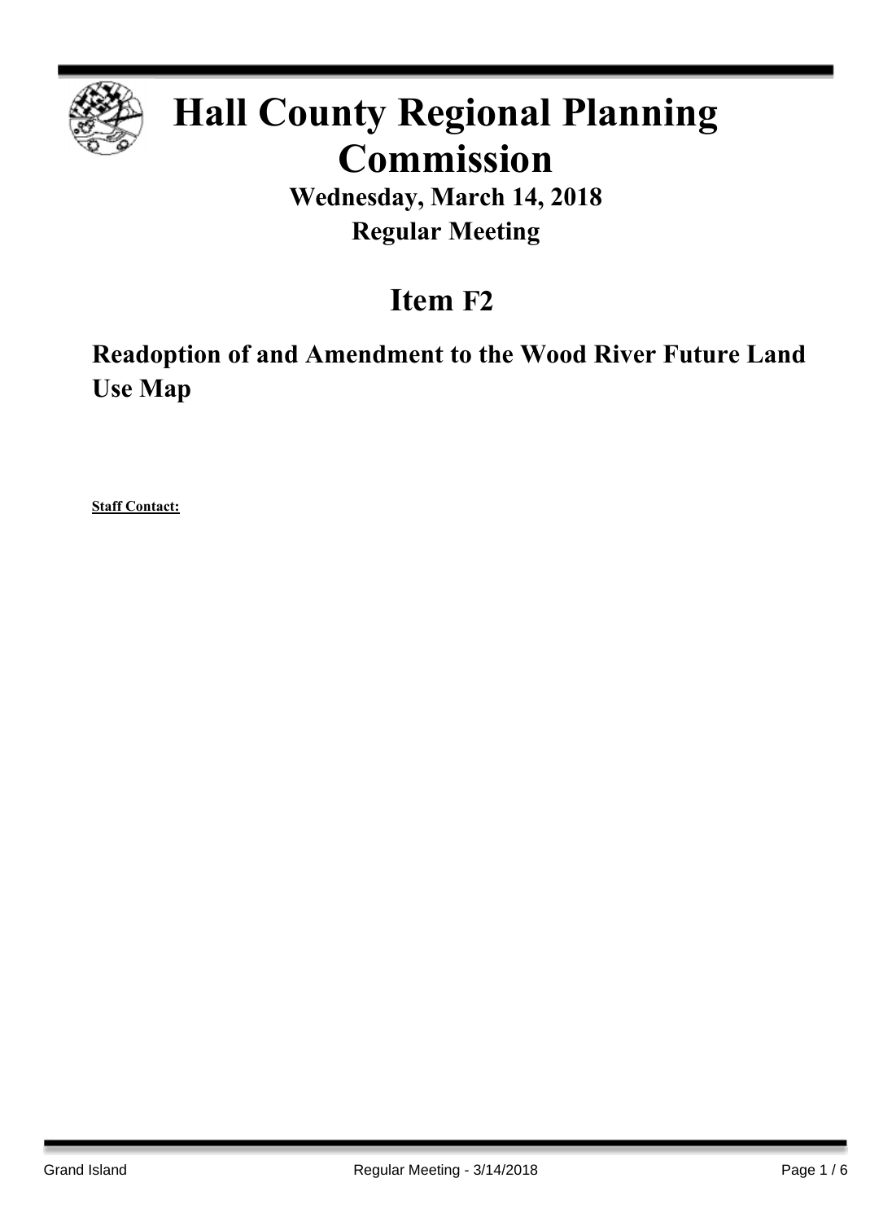# Hall County Regional Planning Commission

**Wednesday, March 14, 2018**

**Regular Meeting**

## Item F2

### Readoption of and Amendment to the Wood River Future Land Use Map

**Staff Contact:**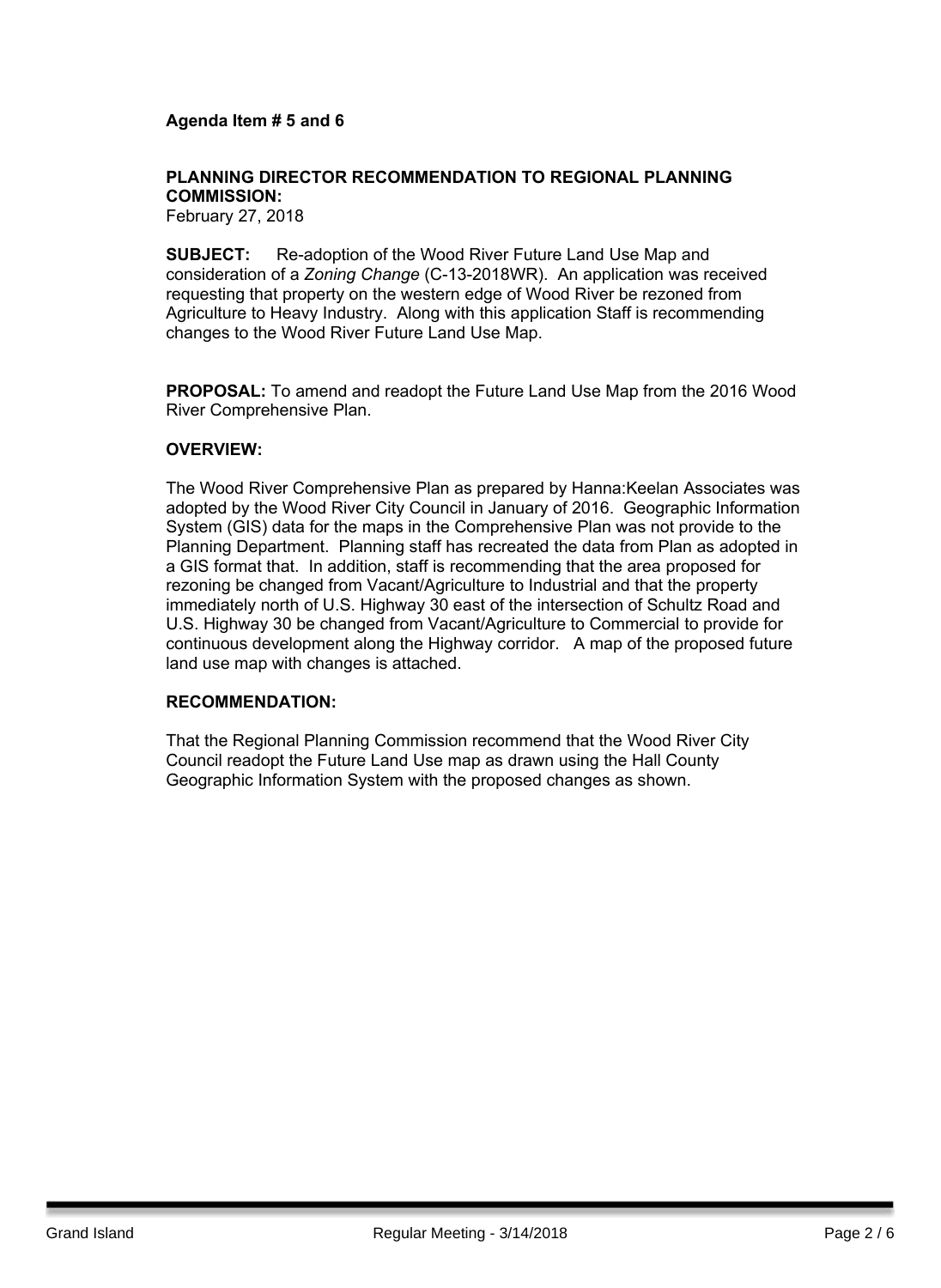**Agenda Item # 5 and 6**

**PLANNING DIRECTOR RECOMMENDATION TO REGIONAL PLANNING COMMISSION:**
February 27, 2018

**SUBJECT:** Re-adoption of the Wood River Future Land Use Map and consideration of a *Zoning Change* (C-13-2018WR). An application was received requesting that property on the western edge of Wood River be rezoned from Agriculture to Heavy Industry. Along with this application Staff is recommending changes to the Wood River Future Land Use Map.

**PROPOSAL:** To amend and readopt the Future Land Use Map from the 2016 Wood River Comprehensive Plan.

**OVERVIEW:**

The Wood River Comprehensive Plan as prepared by Hanna:Keelan Associates was adopted by the Wood River City Council in January of 2016. Geographic Information System (GIS) data for the maps in the Comprehensive Plan was not provide to the Planning Department. Planning staff has recreated the data from Plan as adopted in a GIS format that. In addition, staff is recommending that the area proposed for rezoning be changed from Vacant/Agriculture to Industrial and that the property immediately north of U.S. Highway 30 east of the intersection of Schultz Road and U.S. Highway 30 be changed from Vacant/Agriculture to Commercial to provide for continuous development along the Highway corridor. A map of the proposed future land use map with changes is attached.

**RECOMMENDATION:**

That the Regional Planning Commission recommend that the Wood River City Council readopt the Future Land Use map as drawn using the Hall County Geographic Information System with the proposed changes as shown.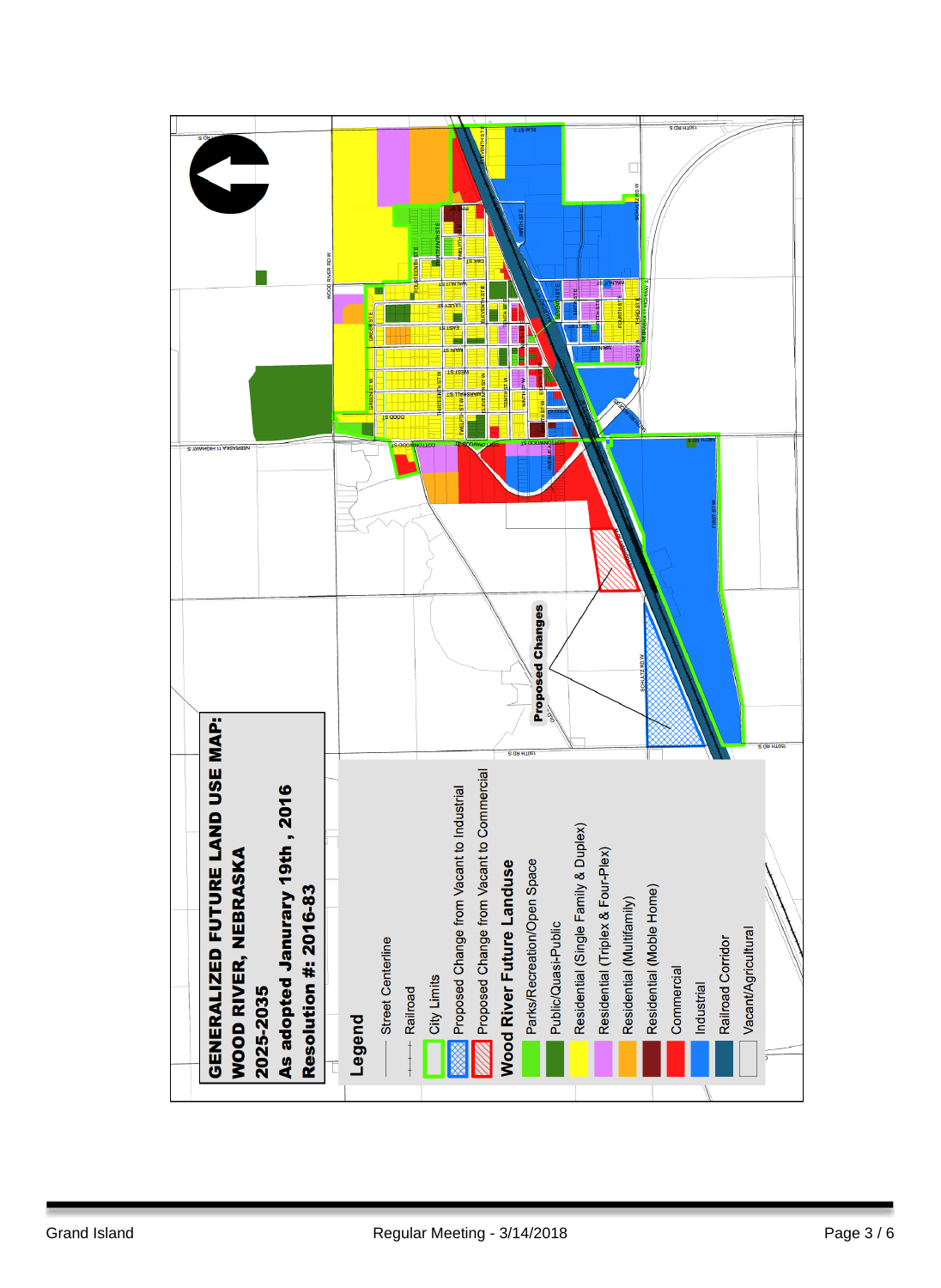# GENERALIZED FUTURE LAND USE MAP:
## WOOD RIVER, NEBRASKA
## 2025-2035
## As adopted Janurary 19th , 2016
## Resolution #: 2016-83

**Legend**

- Street Centerline
- Railroad
- City Limits
- Proposed Change from Vacant to Industrial
- Proposed Change from Vacant to Commercial

**Wood River Future Landuse**

- Parks/Recreation/Open Space
- Public/Quasi-Public
- Residential (Single Family & Duplex)
- Residential (Triplex & Four-Plex)
- Residential (Multifamily)
- Residential (Mobile Home)
- Commercial
- Industrial
- Railroad Corridor
- Vacant/Agricultural

**Proposed Changes**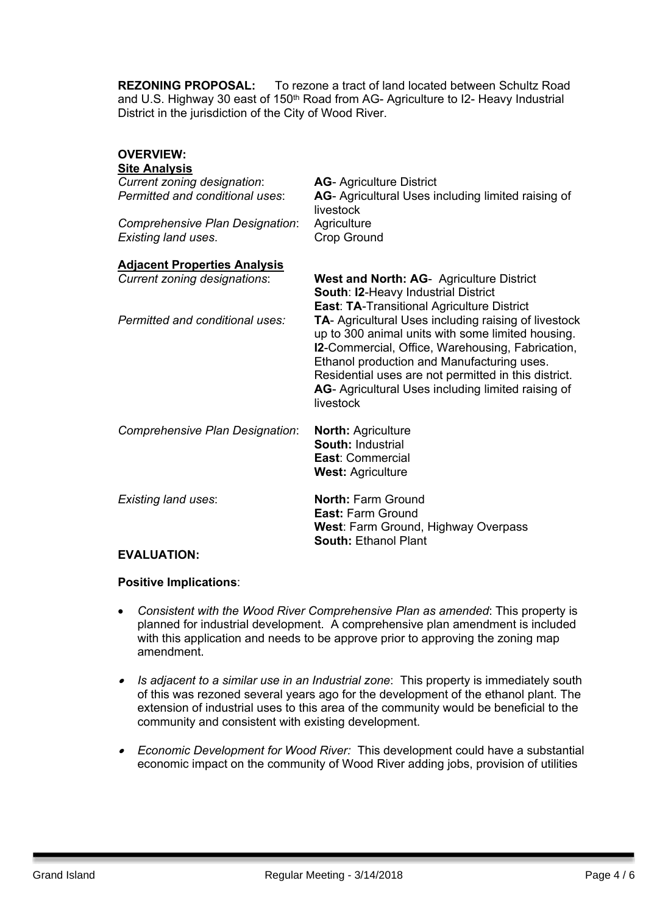**REZONING PROPOSAL:** To rezone a tract of land located between Schultz Road and U.S. Highway 30 east of 150th Road from AG- Agriculture to I2- Heavy Industrial District in the jurisdiction of the City of Wood River.

**OVERVIEW:**

**Site Analysis**

| | |
|---|---|
| *Current zoning designation*: | **AG**- Agriculture District |
| *Permitted and conditional uses*: | **AG**- Agricultural Uses including limited raising of livestock |
| *Comprehensive Plan Designation*: | Agriculture |
| *Existing land uses*. | Crop Ground |

**Adjacent Properties Analysis**

| | |
|---|---|
| *Current zoning designations*: | **West and North: AG**- Agriculture District<br>**South**: **I2**-Heavy Industrial District<br>**East**: **TA**-Transitional Agriculture District |
| *Permitted and conditional uses:* | **TA**- Agricultural Uses including raising of livestock up to 300 animal units with some limited housing.<br>**I2**-Commercial, Office, Warehousing, Fabrication, Ethanol production and Manufacturing uses. Residential uses are not permitted in this district.<br>**AG**- Agricultural Uses including limited raising of livestock |
| *Comprehensive Plan Designation*: | **North:** Agriculture<br>**South:** Industrial<br>**East**: Commercial<br>**West:** Agriculture |
| *Existing land uses*: | **North:** Farm Ground<br>**East:** Farm Ground<br>**West**: Farm Ground, Highway Overpass<br>**South:** Ethanol Plant |

**EVALUATION:**

**Positive Implications**:

- *Consistent with the Wood River Comprehensive Plan as amended*: This property is planned for industrial development. A comprehensive plan amendment is included with this application and needs to be approve prior to approving the zoning map amendment.
- *Is adjacent to a similar use in an Industrial zone*: This property is immediately south of this was rezoned several years ago for the development of the ethanol plant. The extension of industrial uses to this area of the community would be beneficial to the community and consistent with existing development.
- *Economic Development for Wood River:* This development could have a substantial economic impact on the community of Wood River adding jobs, provision of utilities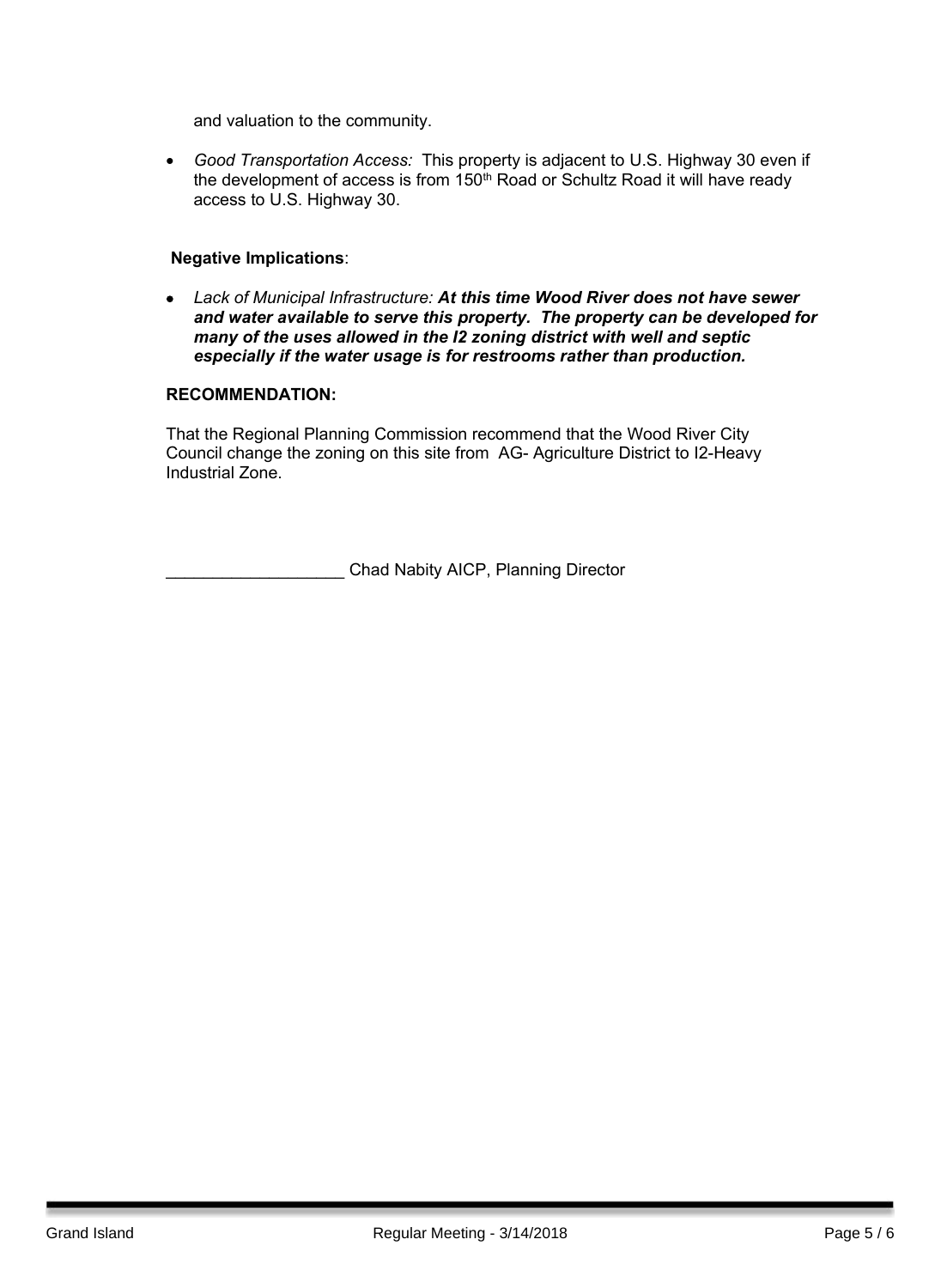and valuation to the community.

- *Good Transportation Access:* This property is adjacent to U.S. Highway 30 even if the development of access is from 150th Road or Schultz Road it will have ready access to U.S. Highway 30.

**Negative Implications**:

- *Lack of Municipal Infrastructure:* ***At this time Wood River does not have sewer and water available to serve this property. The property can be developed for many of the uses allowed in the I2 zoning district with well and septic especially if the water usage is for restrooms rather than production.***

**RECOMMENDATION:**

That the Regional Planning Commission recommend that the Wood River City Council change the zoning on this site from AG- Agriculture District to I2-Heavy Industrial Zone.

___________________ Chad Nabity AICP, Planning Director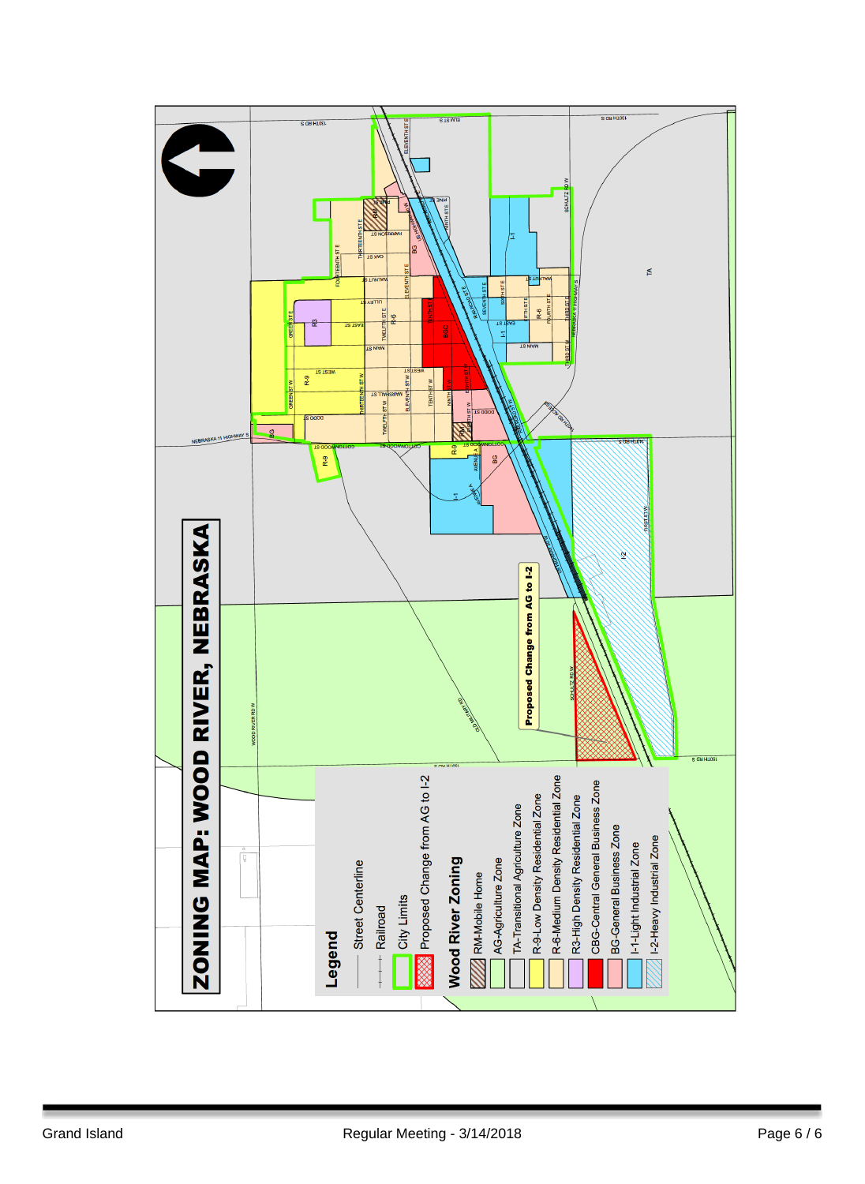# ZONING MAP: WOOD RIVER, NEBRASKA

Proposed Change from AG to I-2

## Legend

- Street Centerline
- Railroad
- City Limits
- Proposed Change from AG to I-2

### Wood River Zoning

- RM-Mobile Home
- AG-Agriculture Zone
- TA-Transitional Agriculture Zone
- R-9-Low Density Residential Zone
- R-6-Medium Density Residential Zone
- R3-High Density Residential Zone
- CBG-Central General Business Zone
- BG-General Business Zone
- I-1-Light Industrial Zone
- I-2-Heavy Industrial Zone